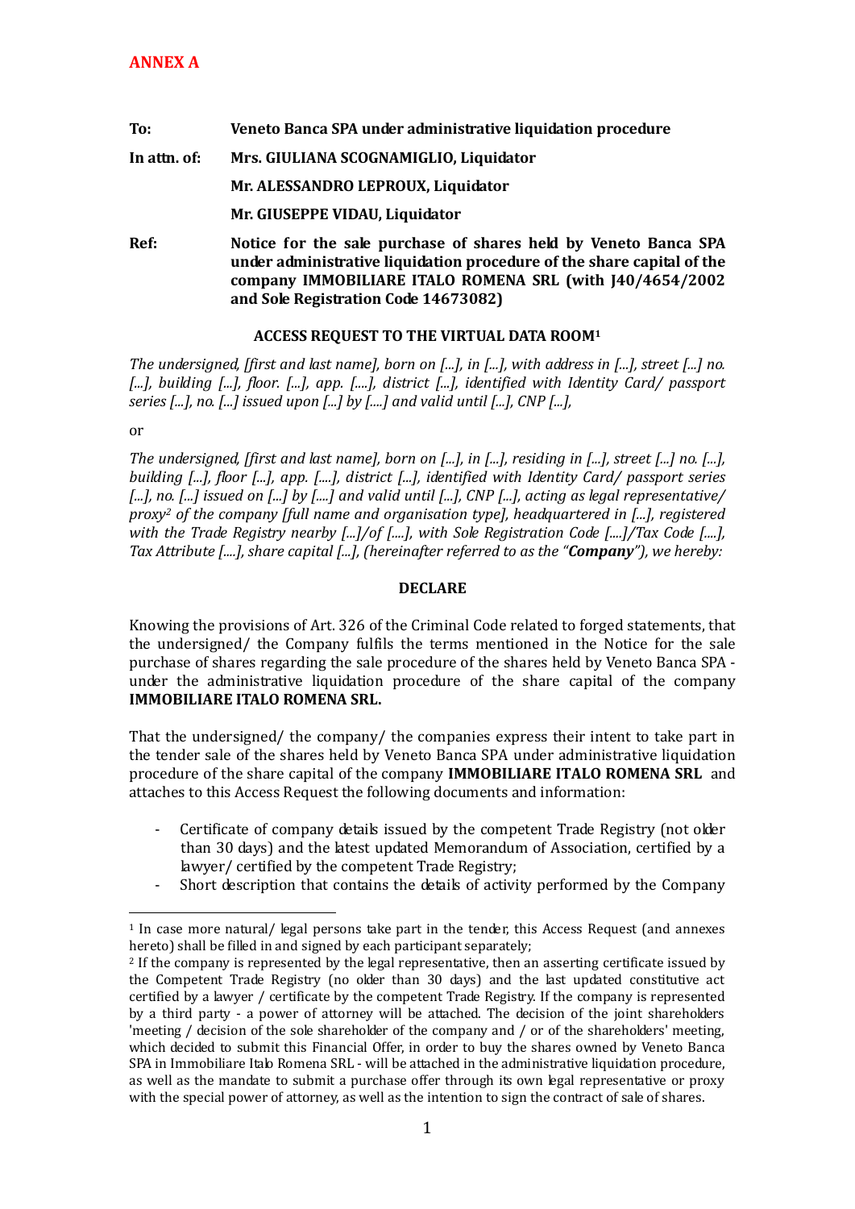**ANNEX A**

| | |
|---|---|
| **To:** | **Veneto Banca SPA under administrative liquidation procedure** |
| **In attn. of:** | **Mrs. GIULIANA SCOGNAMIGLIO, Liquidator** |
| | **Mr. ALESSANDRO LEPROUX, Liquidator** |
| | **Mr. GIUSEPPE VIDAU, Liquidator** |
| **Ref:** | **Notice for the sale purchase of shares held by Veneto Banca SPA under administrative liquidation procedure of the share capital of the company IMMOBILIARE ITALO ROMENA SRL (with J40/4654/2002 and Sole Registration Code 14673082)** |

**ACCESS REQUEST TO THE VIRTUAL DATA ROOM[1]**

*The undersigned, [first and last name], born on [...], in [...], with address in [...], street [...] no. [...], building [...], floor. [...], app. [....], district [...], identified with Identity Card/ passport series [...], no. [...] issued upon [...] by [....] and valid until [...], CNP [...],*

or

*The undersigned, [first and last name], born on [...], in [...], residing in [...], street [...] no. [...], building [...], floor [...], app. [....], district [...], identified with Identity Card/ passport series [...], no. [...] issued on [...] by [....] and valid until [...], CNP [...], acting as legal representative/ proxy[2] of the company [full name and organisation type], headquartered in [...], registered with the Trade Registry nearby [...]/of [....], with Sole Registration Code [....]/Tax Code [....], Tax Attribute [....], share capital [...], (hereinafter referred to as the "**Company**"), we hereby:*

**DECLARE**

Knowing the provisions of Art. 326 of the Criminal Code related to forged statements, that the undersigned/ the Company fulfils the terms mentioned in the Notice for the sale purchase of shares regarding the sale procedure of the shares held by Veneto Banca SPA - under the administrative liquidation procedure of the share capital of the company **IMMOBILIARE ITALO ROMENA SRL.**

That the undersigned/ the company/ the companies express their intent to take part in the tender sale of the shares held by Veneto Banca SPA under administrative liquidation procedure of the share capital of the company **IMMOBILIARE ITALO ROMENA SRL** and attaches to this Access Request the following documents and information:

- Certificate of company details issued by the competent Trade Registry (not older than 30 days) and the latest updated Memorandum of Association, certified by a lawyer/ certified by the competent Trade Registry;
- Short description that contains the details of activity performed by the Company

---

[1] In case more natural/ legal persons take part in the tender, this Access Request (and annexes hereto) shall be filled in and signed by each participant separately;

[2] If the company is represented by the legal representative, then an asserting certificate issued by the Competent Trade Registry (no older than 30 days) and the last updated constitutive act certified by a lawyer / certificate by the competent Trade Registry. If the company is represented by a third party - a power of attorney will be attached. The decision of the joint shareholders 'meeting / decision of the sole shareholder of the company and / or of the shareholders' meeting, which decided to submit this Financial Offer, in order to buy the shares owned by Veneto Banca SPA in Immobiliare Italo Romena SRL - will be attached in the administrative liquidation procedure, as well as the mandate to submit a purchase offer through its own legal representative or proxy with the special power of attorney, as well as the intention to sign the contract of sale of shares.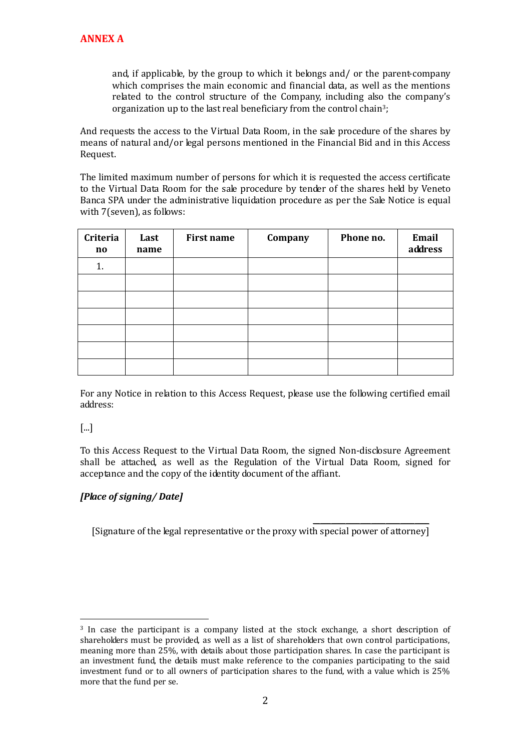**ANNEX A**

and, if applicable, by the group to which it belongs and/ or the parent-company which comprises the main economic and financial data, as well as the mentions related to the control structure of the Company, including also the company's organization up to the last real beneficiary from the control chain[3];

And requests the access to the Virtual Data Room, in the sale procedure of the shares by means of natural and/or legal persons mentioned in the Financial Bid and in this Access Request.

The limited maximum number of persons for which it is requested the access certificate to the Virtual Data Room for the sale procedure by tender of the shares held by Veneto Banca SPA under the administrative liquidation procedure as per the Sale Notice is equal with 7(seven), as follows:

| Criteria no | Last name | First name | Company | Phone no. | Email address |
|---|---|---|---|---|---|
| 1. | | | | | |
| | | | | | |
| | | | | | |
| | | | | | |
| | | | | | |
| | | | | | |
| | | | | | |

For any Notice in relation to this Access Request, please use the following certified email address:

[...]

To this Access Request to the Virtual Data Room, the signed Non-disclosure Agreement shall be attached, as well as the Regulation of the Virtual Data Room, signed for acceptance and the copy of the identity document of the affiant.

***[Place of signing/ Date]***

______________________________

[Signature of the legal representative or the proxy with special power of attorney]

---

[3] In case the participant is a company listed at the stock exchange, a short description of shareholders must be provided, as well as a list of shareholders that own control participations, meaning more than 25%, with details about those participation shares. In case the participant is an investment fund, the details must make reference to the companies participating to the said investment fund or to all owners of participation shares to the fund, with a value which is 25% more that the fund per se.